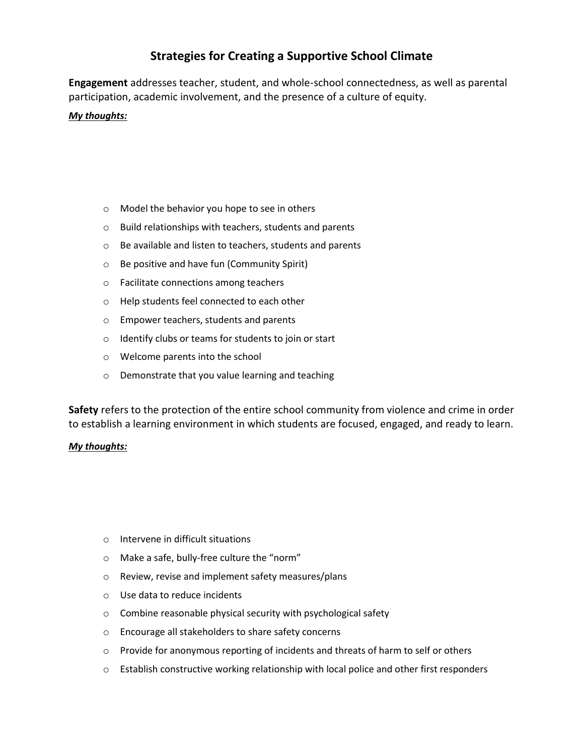# Strategies for Creating a Supportive School Climate

**Engagement** addresses teacher, student, and whole-school connectedness, as well as parental participation, academic involvement, and the presence of a culture of equity.

***My thoughts:***

- Model the behavior you hope to see in others
- Build relationships with teachers, students and parents
- Be available and listen to teachers, students and parents
- Be positive and have fun (Community Spirit)
- Facilitate connections among teachers
- Help students feel connected to each other
- Empower teachers, students and parents
- Identify clubs or teams for students to join or start
- Welcome parents into the school
- Demonstrate that you value learning and teaching

**Safety** refers to the protection of the entire school community from violence and crime in order to establish a learning environment in which students are focused, engaged, and ready to learn.

***My thoughts:***

- Intervene in difficult situations
- Make a safe, bully-free culture the "norm"
- Review, revise and implement safety measures/plans
- Use data to reduce incidents
- Combine reasonable physical security with psychological safety
- Encourage all stakeholders to share safety concerns
- Provide for anonymous reporting of incidents and threats of harm to self or others
- Establish constructive working relationship with local police and other first responders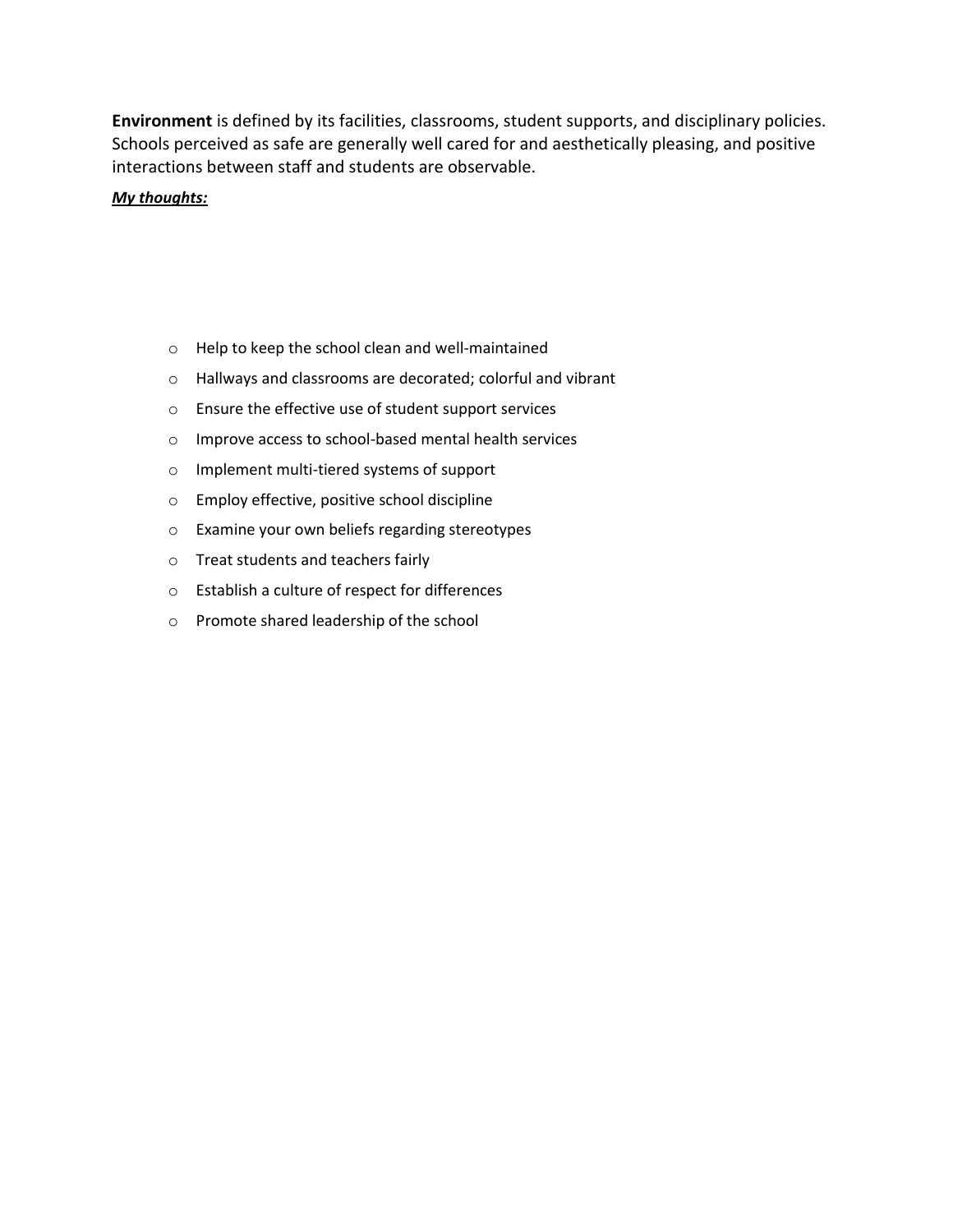**Environment** is defined by its facilities, classrooms, student supports, and disciplinary policies. Schools perceived as safe are generally well cared for and aesthetically pleasing, and positive interactions between staff and students are observable.

***<u>My thoughts:</u>***

- Help to keep the school clean and well-maintained
- Hallways and classrooms are decorated; colorful and vibrant
- Ensure the effective use of student support services
- Improve access to school-based mental health services
- Implement multi-tiered systems of support
- Employ effective, positive school discipline
- Examine your own beliefs regarding stereotypes
- Treat students and teachers fairly
- Establish a culture of respect for differences
- Promote shared leadership of the school